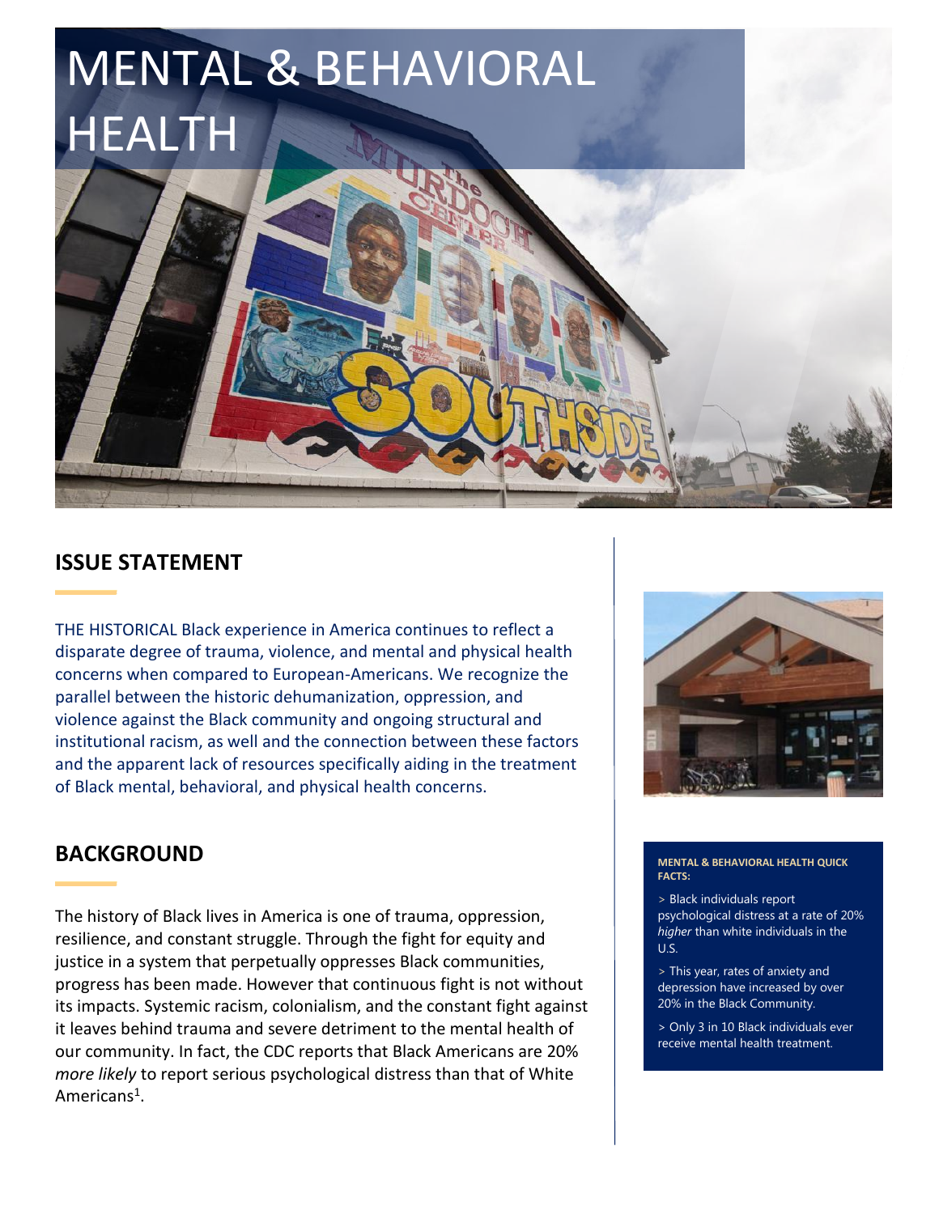# MENTAL & BEHAVIORAL HEALTH

## ISSUE STATEMENT

THE HISTORICAL Black experience in America continues to reflect a disparate degree of trauma, violence, and mental and physical health concerns when compared to European-Americans. We recognize the parallel between the historic dehumanization, oppression, and violence against the Black community and ongoing structural and institutional racism, as well and the connection between these factors and the apparent lack of resources specifically aiding in the treatment of Black mental, behavioral, and physical health concerns.

## BACKGROUND

The history of Black lives in America is one of trauma, oppression, resilience, and constant struggle. Through the fight for equity and justice in a system that perpetually oppresses Black communities, progress has been made. However that continuous fight is not without its impacts. Systemic racism, colonialism, and the constant fight against it leaves behind trauma and severe detriment to the mental health of our community. In fact, the CDC reports that Black Americans are 20% *more likely* to report serious psychological distress than that of White Americans[1].

**MENTAL & BEHAVIORAL HEALTH QUICK FACTS:**

> Black individuals report psychological distress at a rate of 20% *higher* than white individuals in the U.S.

> This year, rates of anxiety and depression have increased by over 20% in the Black Community.

> Only 3 in 10 Black individuals ever receive mental health treatment.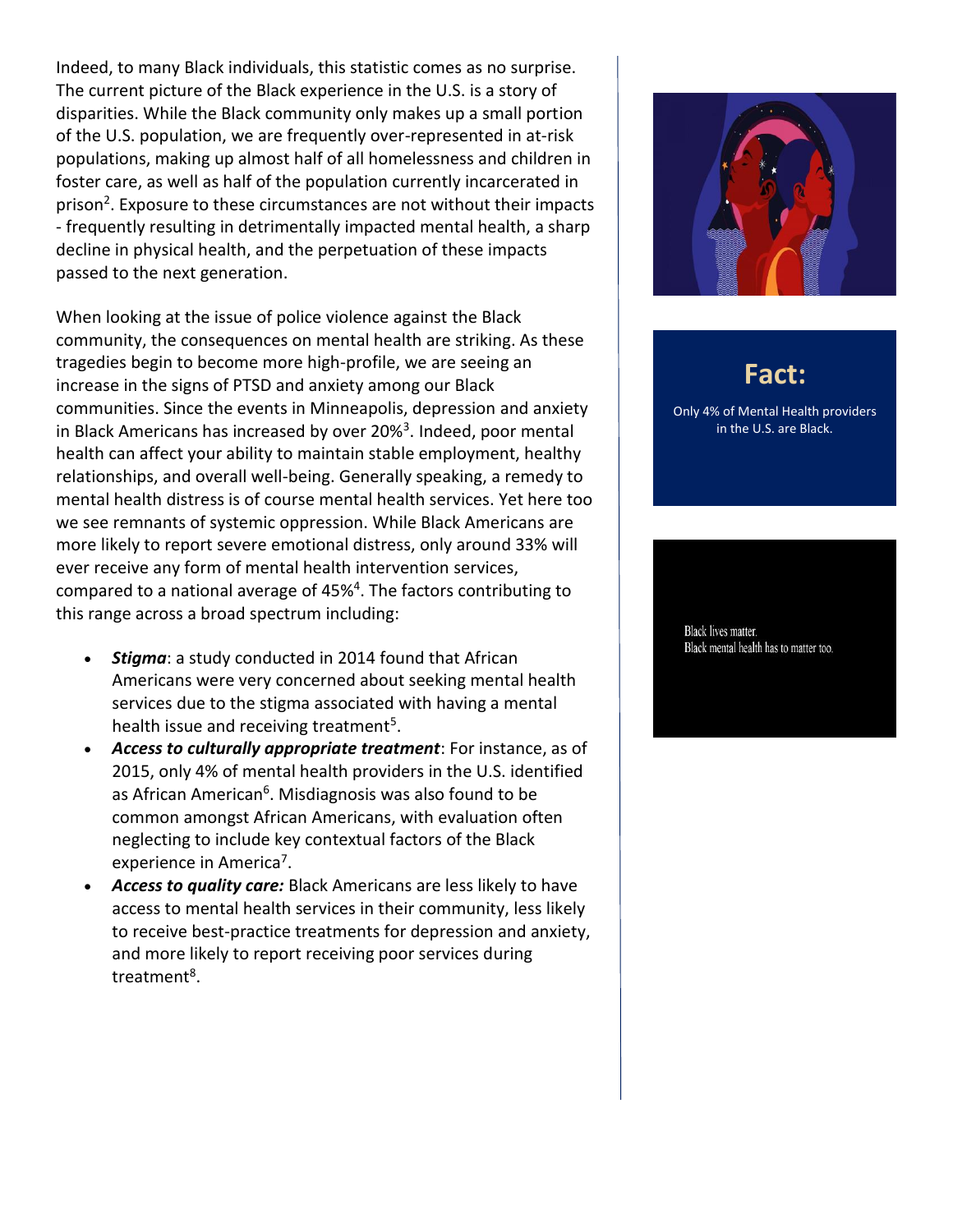Indeed, to many Black individuals, this statistic comes as no surprise. The current picture of the Black experience in the U.S. is a story of disparities. While the Black community only makes up a small portion of the U.S. population, we are frequently over-represented in at-risk populations, making up almost half of all homelessness and children in foster care, as well as half of the population currently incarcerated in prison[2]. Exposure to these circumstances are not without their impacts - frequently resulting in detrimentally impacted mental health, a sharp decline in physical health, and the perpetuation of these impacts passed to the next generation.

When looking at the issue of police violence against the Black community, the consequences on mental health are striking. As these tragedies begin to become more high-profile, we are seeing an increase in the signs of PTSD and anxiety among our Black communities. Since the events in Minneapolis, depression and anxiety in Black Americans has increased by over 20%[3]. Indeed, poor mental health can affect your ability to maintain stable employment, healthy relationships, and overall well-being. Generally speaking, a remedy to mental health distress is of course mental health services. Yet here too we see remnants of systemic oppression. While Black Americans are more likely to report severe emotional distress, only around 33% will ever receive any form of mental health intervention services, compared to a national average of 45%[4]. The factors contributing to this range across a broad spectrum including:

- ***Stigma***: a study conducted in 2014 found that African Americans were very concerned about seeking mental health services due to the stigma associated with having a mental health issue and receiving treatment[5].
- ***Access to culturally appropriate treatment***: For instance, as of 2015, only 4% of mental health providers in the U.S. identified as African American[6]. Misdiagnosis was also found to be common amongst African Americans, with evaluation often neglecting to include key contextual factors of the Black experience in America[7].
- ***Access to quality care:*** Black Americans are less likely to have access to mental health services in their community, less likely to receive best-practice treatments for depression and anxiety, and more likely to report receiving poor services during treatment[8].

**Fact:**

Only 4% of Mental Health providers in the U.S. are Black.

Black lives matter.
Black mental health has to matter too.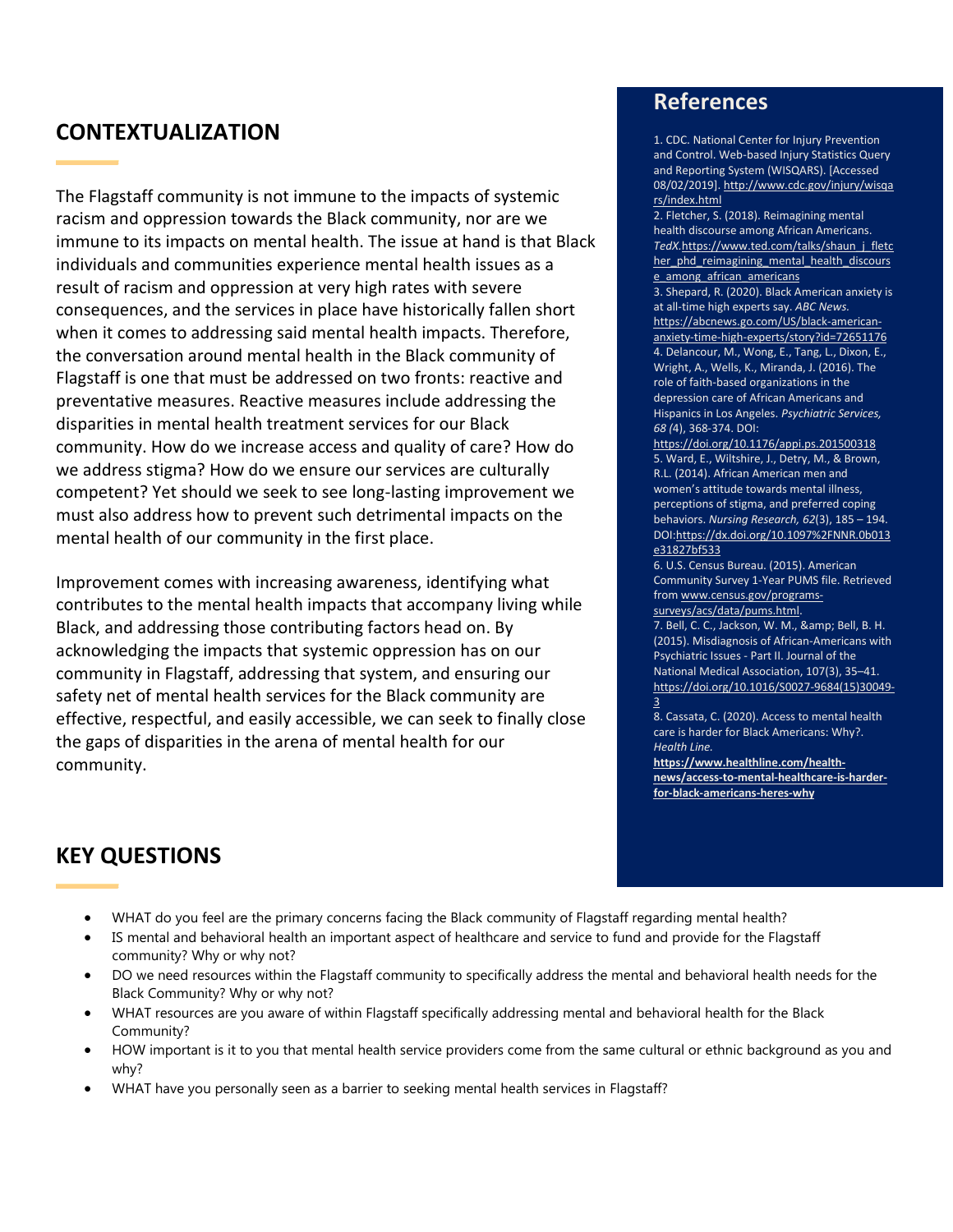## CONTEXTUALIZATION

The Flagstaff community is not immune to the impacts of systemic racism and oppression towards the Black community, nor are we immune to its impacts on mental health. The issue at hand is that Black individuals and communities experience mental health issues as a result of racism and oppression at very high rates with severe consequences, and the services in place have historically fallen short when it comes to addressing said mental health impacts. Therefore, the conversation around mental health in the Black community of Flagstaff is one that must be addressed on two fronts: reactive and preventative measures. Reactive measures include addressing the disparities in mental health treatment services for our Black community. How do we increase access and quality of care? How do we address stigma? How do we ensure our services are culturally competent? Yet should we seek to see long-lasting improvement we must also address how to prevent such detrimental impacts on the mental health of our community in the first place.

Improvement comes with increasing awareness, identifying what contributes to the mental health impacts that accompany living while Black, and addressing those contributing factors head on. By acknowledging the impacts that systemic oppression has on our community in Flagstaff, addressing that system, and ensuring our safety net of mental health services for the Black community are effective, respectful, and easily accessible, we can seek to finally close the gaps of disparities in the arena of mental health for our community.

## References

1. CDC. National Center for Injury Prevention and Control. Web-based Injury Statistics Query and Reporting System (WISQARS). [Accessed 08/02/2019]. http://www.cdc.gov/injury/wisqars/index.html
2. Fletcher, S. (2018). Reimagining mental health discourse among African Americans. *TedX.*https://www.ted.com/talks/shaun_j_fletcher_phd_reimagining_mental_health_discourse_among_african_americans
3. Shepard, R. (2020). Black American anxiety is at all-time high experts say. *ABC News.* https://abcnews.go.com/US/black-american-anxiety-time-high-experts/story?id=72651176
4. Delancour, M., Wong, E., Tang, L., Dixon, E., Wright, A., Wells, K., Miranda, J. (2016). The role of faith-based organizations in the depression care of African Americans and Hispanics in Los Angeles. *Psychiatric Services, 68 (*4), 368-374. DOI: https://doi.org/10.1176/appi.ps.201500318
5. Ward, E., Wiltshire, J., Detry, M., & Brown, R.L. (2014). African American men and women's attitude towards mental illness, perceptions of stigma, and preferred coping behaviors. *Nursing Research, 62*(3), 185 – 194. DOI:https://dx.doi.org/10.1097%2FNNR.0b013e31827bf533
6. U.S. Census Bureau. (2015). American Community Survey 1-Year PUMS file. Retrieved from www.census.gov/programs-surveys/acs/data/pums.html.
7. Bell, C. C., Jackson, W. M., &amp; Bell, B. H. (2015). Misdiagnosis of African-Americans with Psychiatric Issues - Part II. Journal of the National Medical Association, 107(3), 35–41. https://doi.org/10.1016/S0027-9684(15)30049-3
8. Cassata, C. (2020). Access to mental health care is harder for Black Americans: Why?. *Health Line.* **https://www.healthline.com/health-news/access-to-mental-healthcare-is-harder-for-black-americans-heres-why**

## KEY QUESTIONS

- WHAT do you feel are the primary concerns facing the Black community of Flagstaff regarding mental health?
- IS mental and behavioral health an important aspect of healthcare and service to fund and provide for the Flagstaff community? Why or why not?
- DO we need resources within the Flagstaff community to specifically address the mental and behavioral health needs for the Black Community? Why or why not?
- WHAT resources are you aware of within Flagstaff specifically addressing mental and behavioral health for the Black Community?
- HOW important is it to you that mental health service providers come from the same cultural or ethnic background as you and why?
- WHAT have you personally seen as a barrier to seeking mental health services in Flagstaff?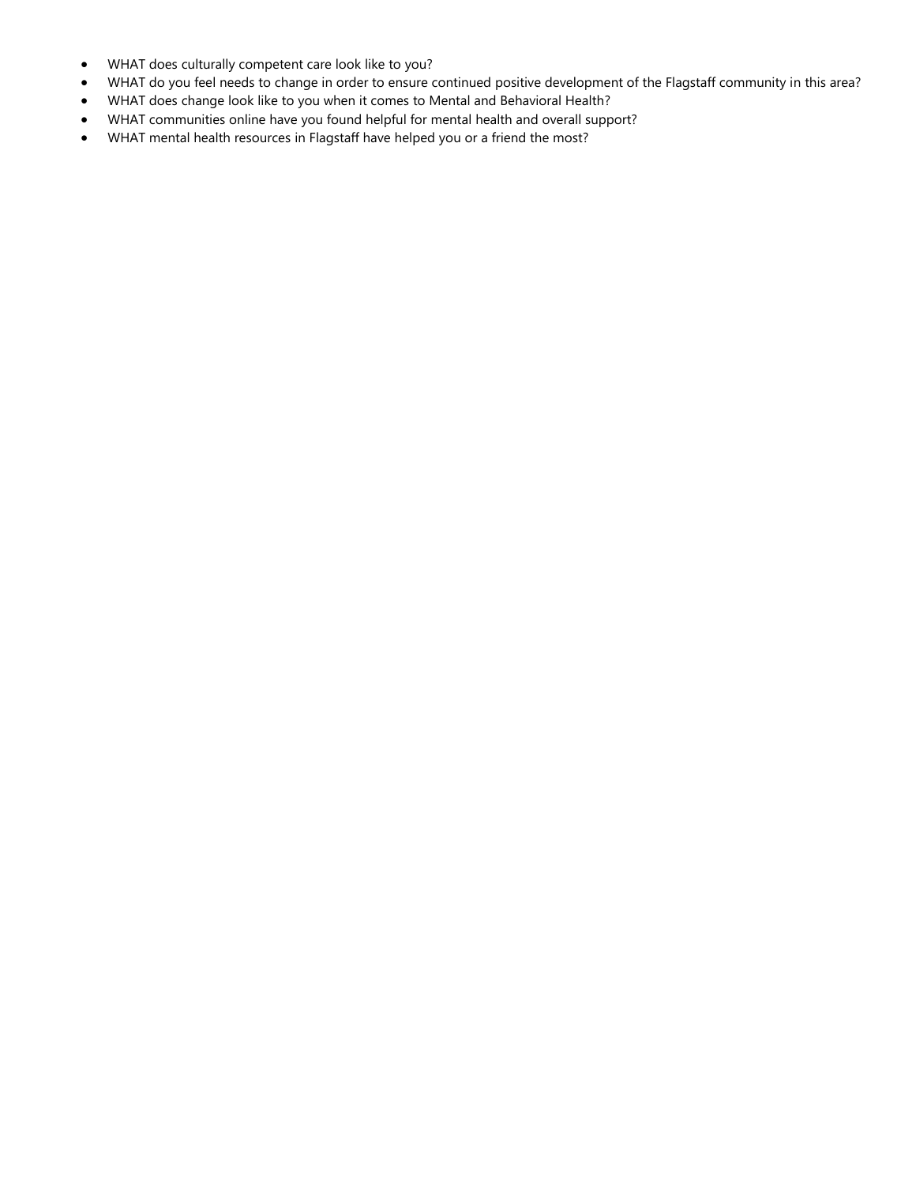- WHAT does culturally competent care look like to you?
- WHAT do you feel needs to change in order to ensure continued positive development of the Flagstaff community in this area?
- WHAT does change look like to you when it comes to Mental and Behavioral Health?
- WHAT communities online have you found helpful for mental health and overall support?
- WHAT mental health resources in Flagstaff have helped you or a friend the most?